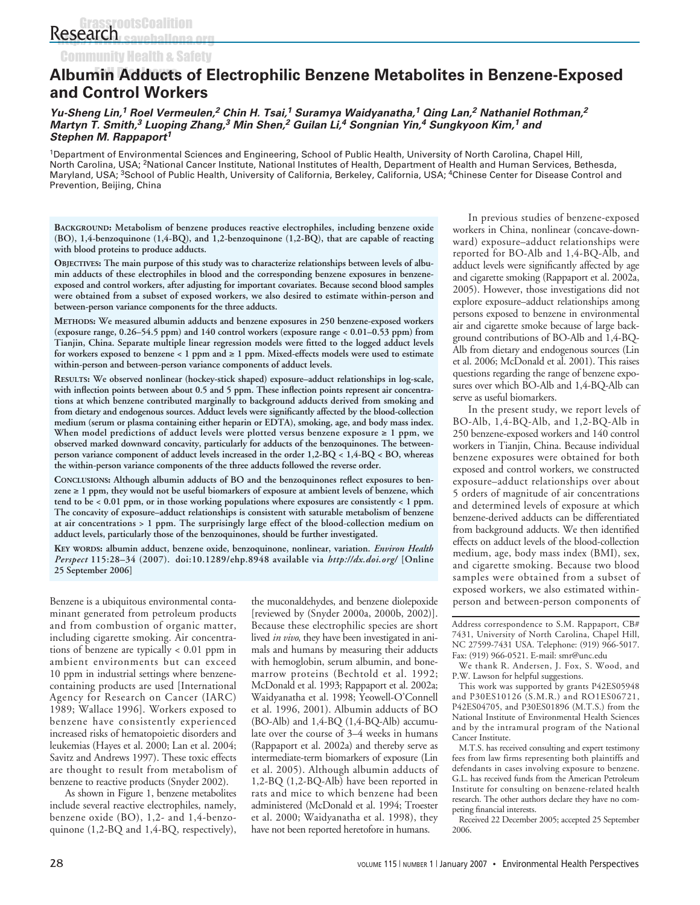# Albumin Adducts of Electrophilic Benzene Metabolites in Benzene-Exposed and Control Workers

***Yu-Sheng Lin,[1] Roel Vermeulen,[2] Chin H. Tsai,[1] Suramya Waidyanatha,[1] Qing Lan,[2] Nathaniel Rothman,[2] Martyn T. Smith,[3] Luoping Zhang,[3] Min Shen,[2] Guilan Li,[4] Songnian Yin,[4] Sungkyoon Kim,[1] and Stephen M. Rappaport[1]***

[1]Department of Environmental Sciences and Engineering, School of Public Health, University of North Carolina, Chapel Hill, North Carolina, USA; [2]National Cancer Institute, National Institutes of Health, Department of Health and Human Services, Bethesda, Maryland, USA; [3]School of Public Health, University of California, Berkeley, California, USA; [4]Chinese Center for Disease Control and Prevention, Beijing, China

**BACKGROUND: Metabolism of benzene produces reactive electrophiles, including benzene oxide (BO), 1,4-benzoquinone (1,4-BQ), and 1,2-benzoquinone (1,2-BQ), that are capable of reacting with blood proteins to produce adducts.**

**OBJECTIVES: The main purpose of this study was to characterize relationships between levels of albumin adducts of these electrophiles in blood and the corresponding benzene exposures in benzene-exposed and control workers, after adjusting for important covariates. Because second blood samples were obtained from a subset of exposed workers, we also desired to estimate within-person and between-person variance components for the three adducts.**

**METHODS: We measured albumin adducts and benzene exposures in 250 benzene-exposed workers (exposure range, 0.26–54.5 ppm) and 140 control workers (exposure range < 0.01–0.53 ppm) from Tianjin, China. Separate multiple linear regression models were fitted to the logged adduct levels for workers exposed to benzene < 1 ppm and ≥ 1 ppm. Mixed-effects models were used to estimate within-person and between-person variance components of adduct levels.**

**RESULTS: We observed nonlinear (hockey-stick shaped) exposure–adduct relationships in log-scale, with inflection points between about 0.5 and 5 ppm. These inflection points represent air concentrations at which benzene contributed marginally to background adducts derived from smoking and from dietary and endogenous sources. Adduct levels were significantly affected by the blood-collection medium (serum or plasma containing either heparin or EDTA), smoking, age, and body mass index. When model predictions of adduct levels were plotted versus benzene exposure ≥ 1 ppm, we observed marked downward concavity, particularly for adducts of the benzoquinones. The between-person variance component of adduct levels increased in the order 1,2-BQ < 1,4-BQ < BO, whereas the within-person variance components of the three adducts followed the reverse order.**

**CONCLUSIONS: Although albumin adducts of BO and the benzoquinones reflect exposures to benzene ≥ 1 ppm, they would not be useful biomarkers of exposure at ambient levels of benzene, which tend to be < 0.01 ppm, or in those working populations where exposures are consistently < 1 ppm. The concavity of exposure–adduct relationships is consistent with saturable metabolism of benzene at air concentrations > 1 ppm. The surprisingly large effect of the blood-collection medium on adduct levels, particularly those of the benzoquinones, should be further investigated.**

**KEY WORDS: albumin adduct, benzene oxide, benzoquinone, nonlinear, variation.** ***Environ Health Perspect*** **115:28–34 (2007). doi:10.1289/ehp.8948 available via** ***http://dx.doi.org/*** **[Online 25 September 2006]**

Benzene is a ubiquitous environmental contaminant generated from petroleum products and from combustion of organic matter, including cigarette smoking. Air concentrations of benzene are typically < 0.01 ppm in ambient environments but can exceed 10 ppm in industrial settings where benzene-containing products are used [International Agency for Research on Cancer (IARC) 1989; Wallace 1996]. Workers exposed to benzene have consistently experienced increased risks of hematopoietic disorders and leukemias (Hayes et al. 2000; Lan et al. 2004; Savitz and Andrews 1997). These toxic effects are thought to result from metabolism of benzene to reactive products (Snyder 2002).

As shown in Figure 1, benzene metabolites include several reactive electrophiles, namely, benzene oxide (BO), 1,2- and 1,4-benzoquinone (1,2-BQ and 1,4-BQ, respectively), the muconaldehydes, and benzene diolepoxide [reviewed by (Snyder 2000a, 2000b, 2002)]. Because these electrophilic species are short lived *in vivo*, they have been investigated in animals and humans by measuring their adducts with hemoglobin, serum albumin, and bone-marrow proteins (Bechtold et al. 1992; McDonald et al. 1993; Rappaport et al. 2002a; Waidyanatha et al. 1998; Yeowell-O'Connell et al. 1996, 2001). Albumin adducts of BO (BO-Alb) and 1,4-BQ (1,4-BQ-Alb) accumulate over the course of 3–4 weeks in humans (Rappaport et al. 2002a) and thereby serve as intermediate-term biomarkers of exposure (Lin et al. 2005). Although albumin adducts of 1,2-BQ (1,2-BQ-Alb) have been reported in rats and mice to which benzene had been administered (McDonald et al. 1994; Troester et al. 2000; Waidyanatha et al. 1998), they have not been reported heretofore in humans.

In previous studies of benzene-exposed workers in China, nonlinear (concave-downward) exposure–adduct relationships were reported for BO-Alb and 1,4-BQ-Alb, and adduct levels were significantly affected by age and cigarette smoking (Rappaport et al. 2002a, 2005). However, those investigations did not explore exposure–adduct relationships among persons exposed to benzene in environmental air and cigarette smoke because of large background contributions of BO-Alb and 1,4-BQ-Alb from dietary and endogenous sources (Lin et al. 2006; McDonald et al. 2001). This raises questions regarding the range of benzene exposures over which BO-Alb and 1,4-BQ-Alb can serve as useful biomarkers.

In the present study, we report levels of BO-Alb, 1,4-BQ-Alb, and 1,2-BQ-Alb in 250 benzene-exposed workers and 140 control workers in Tianjin, China. Because individual benzene exposures were obtained for both exposed and control workers, we constructed exposure–adduct relationships over about 5 orders of magnitude of air concentrations and determined levels of exposure at which benzene-derived adducts can be differentiated from background adducts. We then identified effects on adduct levels of the blood-collection medium, age, body mass index (BMI), sex, and cigarette smoking. Because two blood samples were obtained from a subset of exposed workers, we also estimated within-person and between-person components of

Address correspondence to S.M. Rappaport, CB# 7431, University of North Carolina, Chapel Hill, NC 27599-7431 USA. Telephone: (919) 966-5017. Fax: (919) 966-0521. E-mail: smr@unc.edu

We thank R. Andersen, J. Fox, S. Wood, and P.W. Lawson for helpful suggestions.

This work was supported by grants P42ES05948 and P30ES10126 (S.M.R.) and RO1ES06721, P42ES04705, and P30ES01896 (M.T.S.) from the National Institute of Environmental Health Sciences and by the intramural program of the National Cancer Institute.

M.T.S. has received consulting and expert testimony fees from law firms representing both plaintiffs and defendants in cases involving exposure to benzene. G.L. has received funds from the American Petroleum Institute for consulting on benzene-related health research. The other authors declare they have no competing financial interests.

Received 22 December 2005; accepted 25 September 2006.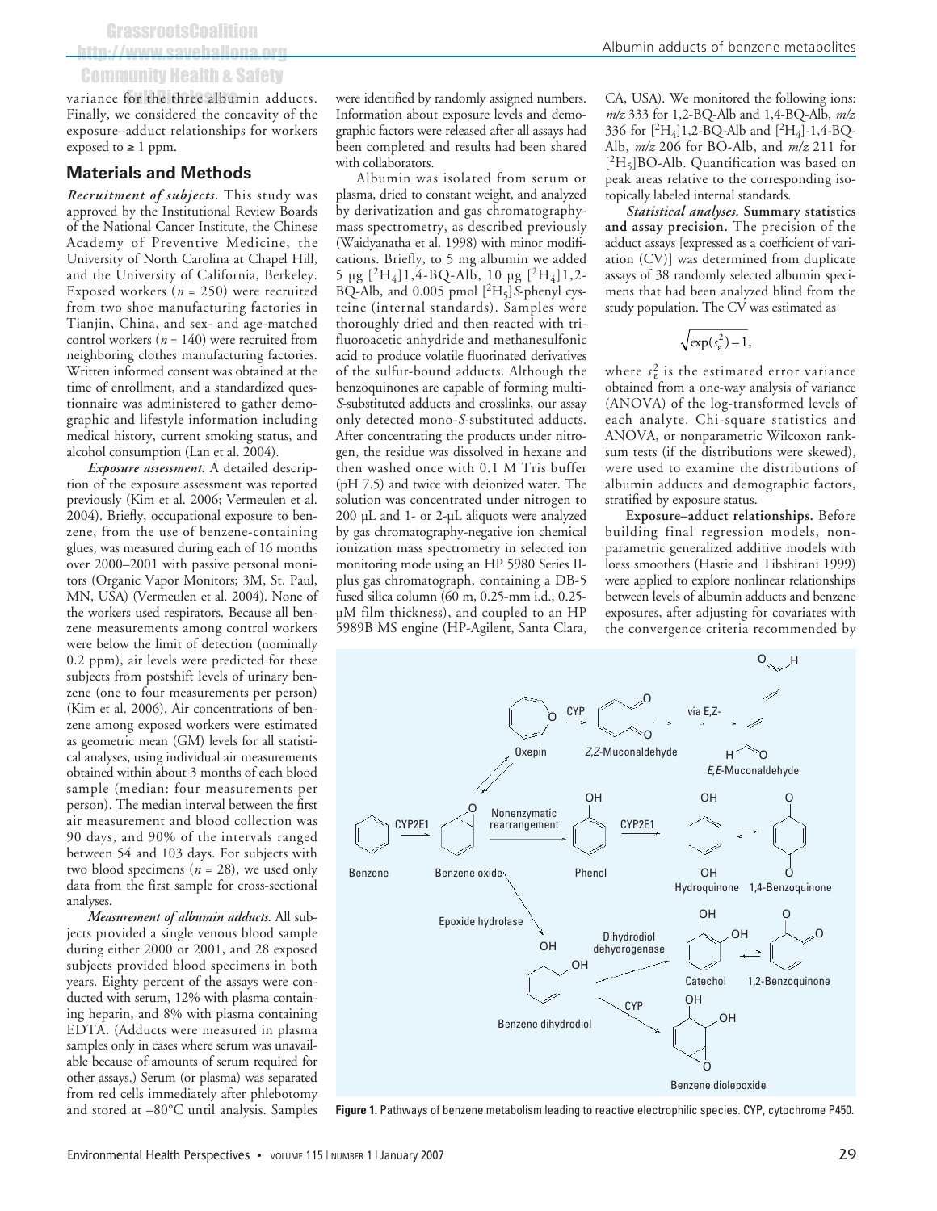variance for the three albumin adducts. Finally, we considered the concavity of the exposure–adduct relationships for workers exposed to ≥ 1 ppm.

## Materials and Methods

***Recruitment of subjects.*** This study was approved by the Institutional Review Boards of the National Cancer Institute, the Chinese Academy of Preventive Medicine, the University of North Carolina at Chapel Hill, and the University of California, Berkeley. Exposed workers ($n$ = 250) were recruited from two shoe manufacturing factories in Tianjin, China, and sex- and age-matched control workers ($n$ = 140) were recruited from neighboring clothes manufacturing factories. Written informed consent was obtained at the time of enrollment, and a standardized questionnaire was administered to gather demographic and lifestyle information including medical history, current smoking status, and alcohol consumption (Lan et al. 2004).

***Exposure assessment.*** A detailed description of the exposure assessment was reported previously (Kim et al. 2006; Vermeulen et al. 2004). Briefly, occupational exposure to benzene, from the use of benzene-containing glues, was measured during each of 16 months over 2000–2001 with passive personal monitors (Organic Vapor Monitors; 3M, St. Paul, MN, USA) (Vermeulen et al. 2004). None of the workers used respirators. Because all benzene measurements among control workers were below the limit of detection (nominally 0.2 ppm), air levels were predicted for these subjects from postshift levels of urinary benzene (one to four measurements per person) (Kim et al. 2006). Air concentrations of benzene among exposed workers were estimated as geometric mean (GM) levels for all statistical analyses, using individual air measurements obtained within about 3 months of each blood sample (median: four measurements per person). The median interval between the first air measurement and blood collection was 90 days, and 90% of the intervals ranged between 54 and 103 days. For subjects with two blood specimens ($n$ = 28), we used only data from the first sample for cross-sectional analyses.

***Measurement of albumin adducts.*** All subjects provided a single venous blood sample during either 2000 or 2001, and 28 exposed subjects provided blood specimens in both years. Eighty percent of the assays were conducted with serum, 12% with plasma containing heparin, and 8% with plasma containing EDTA. (Adducts were measured in plasma samples only in cases where serum was unavailable because of amounts of serum required for other assays.) Serum (or plasma) was separated from red cells immediately after phlebotomy and stored at –80°C until analysis. Samples were identified by randomly assigned numbers. Information about exposure levels and demographic factors were released after all assays had been completed and results had been shared with collaborators.

Albumin was isolated from serum or plasma, dried to constant weight, and analyzed by derivatization and gas chromatography-mass spectrometry, as described previously (Waidyanatha et al. 1998) with minor modifications. Briefly, to 5 mg albumin we added 5 µg [$^2H_4$]1,4-BQ-Alb, 10 µg [$^2H_4$]1,2-BQ-Alb, and 0.005 pmol [$^2H_5$]*S*-phenyl cysteine (internal standards). Samples were thoroughly dried and then reacted with trifluoroacetic anhydride and methanesulfonic acid to produce volatile fluorinated derivatives of the sulfur-bound adducts. Although the benzoquinones are capable of forming multi-*S*-substituted adducts and crosslinks, our assay only detected mono-*S*-substituted adducts. After concentrating the products under nitrogen, the residue was dissolved in hexane and then washed once with 0.1 M Tris buffer (pH 7.5) and twice with deionized water. The solution was concentrated under nitrogen to 200 µL and 1- or 2-µL aliquots were analyzed by gas chromatography-negative ion chemical ionization mass spectrometry in selected ion monitoring mode using an HP 5980 Series II-plus gas chromatograph, containing a DB-5 fused silica column (60 m, 0.25-mm i.d., 0.25-µM film thickness), and coupled to an HP 5989B MS engine (HP-Agilent, Santa Clara, CA, USA). We monitored the following ions: $m/z$ 333 for 1,2-BQ-Alb and 1,4-BQ-Alb, $m/z$ 336 for [$^2H_4$]1,2-BQ-Alb and [$^2H_4$]-1,4-BQ-Alb, $m/z$ 206 for BO-Alb, and $m/z$ 211 for [$^2H_5$]BO-Alb. Quantification was based on peak areas relative to the corresponding isotopically labeled internal standards.

***Statistical analyses.*** **Summary statistics and assay precision.** The precision of the adduct assays [expressed as a coefficient of variation (CV)] was determined from duplicate assays of 38 randomly selected albumin specimens that had been analyzed blind from the study population. The CV was estimated as

$$\sqrt{\exp(s_\varepsilon^2)-1},$$

where $s_\varepsilon^2$ is the estimated error variance obtained from a one-way analysis of variance (ANOVA) of the log-transformed levels of each analyte. Chi-square statistics and ANOVA, or nonparametric Wilcoxon rank-sum tests (if the distributions were skewed), were used to examine the distributions of albumin adducts and demographic factors, stratified by exposure status.

**Exposure–adduct relationships.** Before building final regression models, nonparametric generalized additive models with loess smoothers (Hastie and Tibshirani 1999) were applied to explore nonlinear relationships between levels of albumin adducts and benzene exposures, after adjusting for covariates with the convergence criteria recommended by

**Figure 1.** Pathways of benzene metabolism leading to reactive electrophilic species. CYP, cytochrome P450.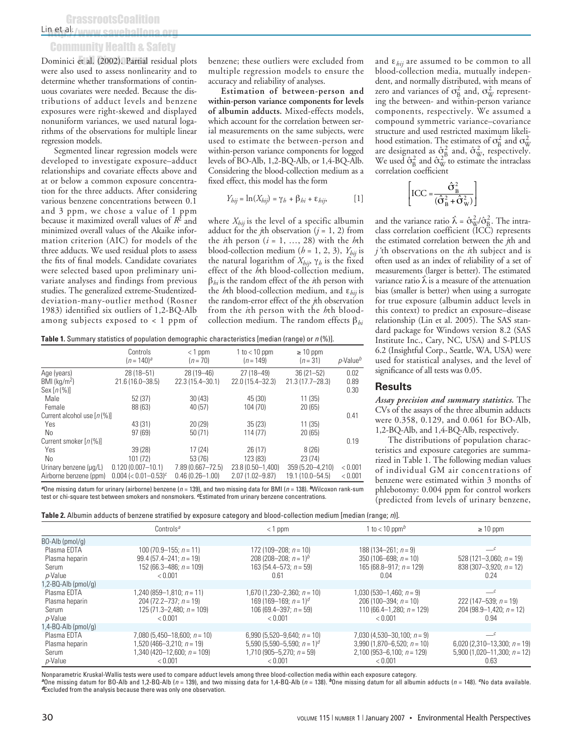Dominici et al. (2002). Partial residual plots were also used to assess nonlinearity and to determine whether transformations of continuous covariates were needed. Because the distributions of adduct levels and benzene exposures were right-skewed and displayed nonuniform variances, we used natural logarithms of the observations for multiple linear regression models.

Segmented linear regression models were developed to investigate exposure–adduct relationships and covariate effects above and at or below a common exposure concentration for the three adducts. After considering various benzene concentrations between 0.1 and 3 ppm, we chose a value of 1 ppm because it maximized overall values of $R^2$ and minimized overall values of the Akaike information criterion (AIC) for models of the three adducts. We used residual plots to assess the fits of final models. Candidate covariates were selected based upon preliminary univariate analyses and findings from previous studies. The generalized extreme-Studentized-deviation-many-outlier method (Rosner 1983) identified six outliers of 1,2-BQ-Alb among subjects exposed to < 1 ppm of benzene; these outliers were excluded from multiple regression models to ensure the accuracy and reliability of analyses.

**Estimation of between-person and within-person variance components for levels of albumin adducts.** Mixed-effects models, which account for the correlation between serial measurements on the same subjects, were used to estimate the between-person and within-person variance components for logged levels of BO-Alb, 1,2-BQ-Alb, or 1,4-BQ-Alb. Considering the blood-collection medium as a fixed effect, this model has the form

$$Y_{hij} = \ln(X_{hij}) = \gamma_h + \beta_{hi} + \varepsilon_{hij}, \qquad [1]$$

where $X_{hij}$ is the level of a specific albumin adduct for the $j$th observation ($j$ = 1, 2) from the $i$th person ($i$ = 1, …, 28) with the $h$th blood-collection medium ($h$ = 1, 2, 3), $Y_{hij}$ is the natural logarithm of $X_{hij}$, $\gamma_h$ is the fixed effect of the $h$th blood-collection medium, $\beta_{hi}$ is the random effect of the $i$th person with the $h$th blood-collection medium, and $\varepsilon_{hij}$ is the random-error effect of the $j$th observation from the $i$th person with the $h$th blood-collection medium. The random effects $\beta_{hi}$ and $\varepsilon_{hij}$ are assumed to be common to all blood-collection media, mutually independent, and normally distributed, with means of zero and variances of $\sigma_B^2$ and, $\sigma_W^2$ representing the between- and within-person variance components, respectively. We assumed a compound symmetric variance–covariance structure and used restricted maximum likelihood estimation. The estimates of $\sigma_B^2$ and $\sigma_W^2$ are designated as $\hat{\sigma}_B^2$ and, $\hat{\sigma}_W^2$, respectively. We used $\hat{\sigma}_B^2$ and $\hat{\sigma}_W^2$ to estimate the intraclass correlation coefficient

$$\left[\text{ICC} = \frac{\hat{\sigma}_B^2}{(\hat{\sigma}_B^2 + \hat{\sigma}_W^2)}\right]$$

and the variance ratio $\hat{\lambda} = \hat{\sigma}_W^2/\hat{\sigma}_B^2$. The intraclass correlation coefficient (ICC) represents the estimated correlation between the $j$th and $j'$th observations on the $i$th subject and is often used as an index of reliability of a set of measurements (larger is better). The estimated variance ratio $\hat{\lambda}$ is a measure of the attenuation bias (smaller is better) when using a surrogate for true exposure (albumin adduct levels in this context) to predict an exposure–disease relationship (Lin et al. 2005). The SAS standard package for Windows version 8.2 (SAS Institute Inc., Cary, NC, USA) and S-PLUS 6.2 (Insightful Corp., Seattle, WA, USA) were used for statistical analyses, and the level of significance of all tests was 0.05.

## Results

***Assay precision and summary statistics.*** The CVs of the assays of the three albumin adducts were 0.358, 0.129, and 0.061 for BO-Alb, 1,2-BQ-Alb, and 1,4-BQ-Alb, respectively.

The distributions of population characteristics and exposure categories are summarized in Table 1. The following median values of individual GM air concentrations of benzene were estimated within 3 months of phlebotomy: 0.004 ppm for control workers (predicted from levels of urinary benzene,

**Table 1.** Summary statistics of population demographic characteristics [median (range) or $n$ (%)].

| | Controls ($n$ = 140)[a] | < 1 ppm ($n$ = 70) | 1 to < 10 ppm ($n$ = 149) | ≥ 10 ppm ($n$ = 31) | $p$-Value[b] |
|---|---|---|---|---|---|
| Age (years) | 28 (18–51) | 28 (19–46) | 27 (18–49) | 36 (21–52) | 0.02 |
| BMI (kg/m$^2$) | 21.6 (16.0–38.5) | 22.3 (15.4–30.1) | 22.0 (15.4–32.3) | 21.3 (17.7–28.3) | 0.89 |
| Sex [$n$ (%)] | | | | | 0.30 |
| Male | 52 (37) | 30 (43) | 45 (30) | 11 (35) | |
| Female | 88 (63) | 40 (57) | 104 (70) | 20 (65) | |
| Current alcohol use [$n$ (%)] | | | | | 0.41 |
| Yes | 43 (31) | 20 (29) | 35 (23) | 11 (35) | |
| No | 97 (69) | 50 (71) | 114 (77) | 20 (65) | |
| Current smoker [$n$ (%)] | | | | | 0.19 |
| Yes | 39 (28) | 17 (24) | 26 (17) | 8 (26) | |
| No | 101 (72) | 53 (76) | 123 (83) | 23 (74) | |
| Urinary benzene (µg/L) | 0.120 (0.007–10.1) | 7.89 (0.667–72.5) | 23.8 (0.50–1,400) | 359 (5.20–4,210) | < 0.001 |
| Airborne benzene (ppm) | 0.004 (< 0.01–0.53)[c] | 0.46 (0.26–1.00) | 2.07 (1.02–9.87) | 19.1 (10.0–54.5) | < 0.001 |

[a]One missing datum for urinary (airborne) benzene ($n$ = 139), and two missing data for BMI ($n$ = 138). [b]Wilcoxon rank-sum test or chi-square test between smokers and nonsmokers. [c]Estimated from urinary benzene concentrations.

**Table 2.** Albumin adducts of benzene stratified by exposure category and blood-collection medium [median (range; $n$)].

| | Controls[a] | < 1 ppm | 1 to < 10 ppm[b] | ≥ 10 ppm |
|---|---|---|---|---|
| BO-Alb (pmol/g) | | | | |
| Plasma EDTA | 100 (70.9–155; $n$ = 11) | 172 (109–208; $n$ = 10) | 188 (134–261; $n$ = 9) | —[c] |
| Plasma heparin | 99.4 (57.4–241; $n$ = 19) | 208 (208–208; $n$ = 1)[b] | 350 (106–698; $n$ = 10) | 528 (121–3,060; $n$ = 19) |
| Serum | 152 (66.3–486; $n$ = 109) | 163 (54.4–573; $n$ = 59) | 165 (68.8–917; $n$ = 129) | 838 (307–3,920; $n$ = 12) |
| $p$-Value | < 0.001 | 0.61 | 0.04 | 0.24 |
| 1,2-BQ-Alb (pmol/g) | | | | |
| Plasma EDTA | 1,240 (859–1,810; $n$ = 11) | 1,670 (1,230–2,360; $n$ = 10) | 1,030 (530–1,460; $n$ = 9) | —[c] |
| Plasma heparin | 204 (72.2–737; $n$ = 19) | 169 (169–169; $n$ = 1)[d] | 206 (100–394; $n$ = 10) | 222 (147–539; $n$ = 19) |
| Serum | 125 (71.3–2,480; $n$ = 109) | 106 (69.4–397; $n$ = 59) | 110 (66.4–1,280; $n$ = 129) | 204 (98.9–1,420; $n$ = 12) |
| $p$-Value | < 0.001 | < 0.001 | < 0.001 | 0.94 |
| 1,4-BQ-Alb (pmol/g) | | | | |
| Plasma EDTA | 7,080 (5,450–18,600; $n$ = 10) | 6,990 (5,520–9,640; $n$ = 10) | 7,030 (4,530–30,100; $n$ = 9) | —[c] |
| Plasma heparin | 1,520 (466–3,210; $n$ = 19) | 5,590 (5,590–5,590; $n$ = 1)[d] | 3,990 (1,870–6,520; $n$ = 10) | 6,020 (2,310–13,300; $n$ = 19) |
| Serum | 1,340 (420–12,600; $n$ = 109) | 1,710 (905–5,270; $n$ = 59) | 2,100 (953–6,100; $n$ = 129) | 5,900 (1,020–11,300; $n$ = 12) |
| $p$-Value | < 0.001 | < 0.001 | < 0.001 | 0.63 |

Nonparametric Kruskal-Wallis tests were used to compare adduct levels among three blood-collection media within each exposure category.
[a]One missing datum for BO-Alb and 1,2-BQ-Alb ($n$ = 139), and two missing data for 1,4-BQ-Alb ($n$ = 138). [b]One missing datum for all albumin adducts ($n$ = 148). [c]No data available. [d]Excluded from the analysis because there was only one observation.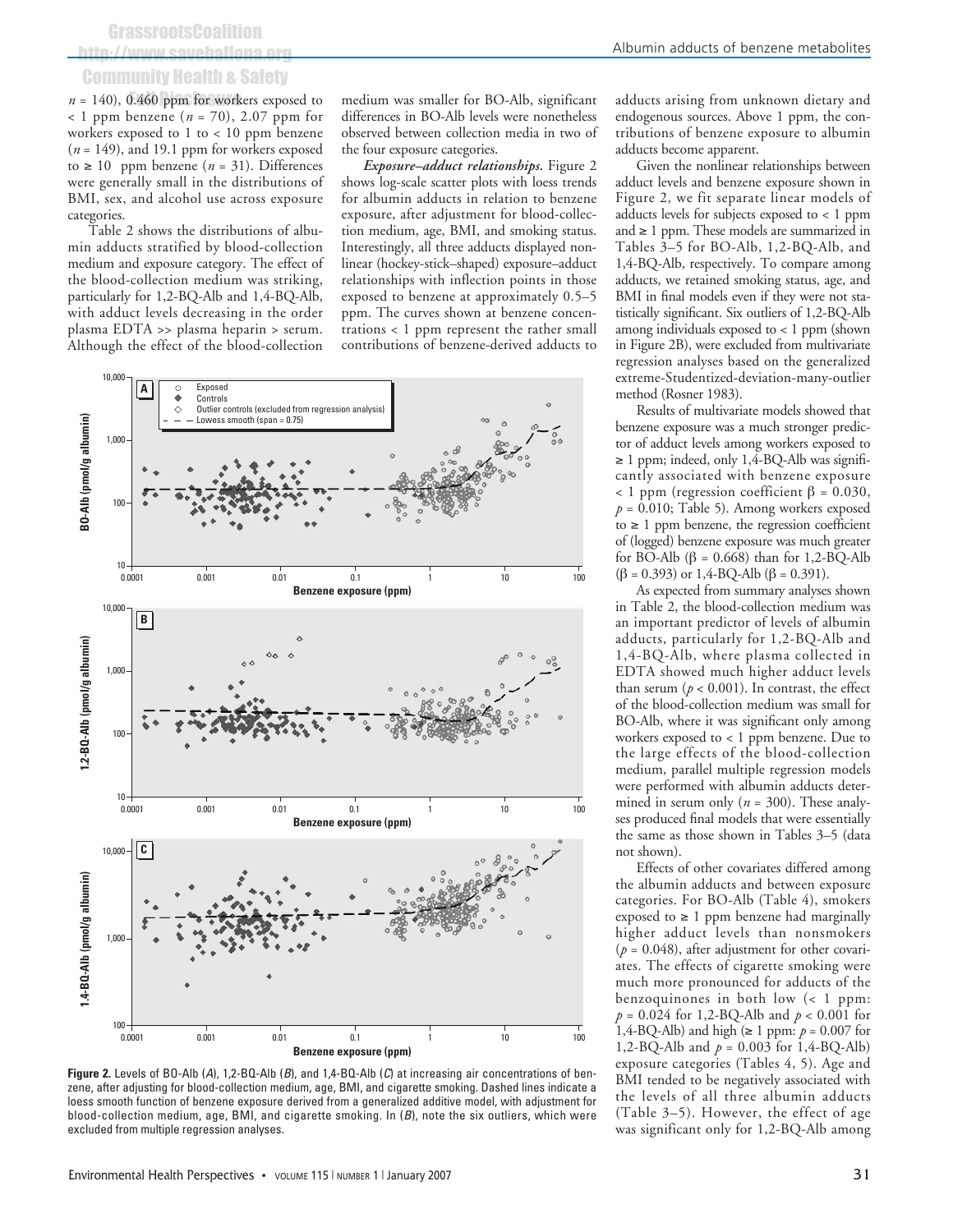$n = 140$), 0.460 ppm for workers exposed to < 1 ppm benzene ($n = 70$), 2.07 ppm for workers exposed to 1 to < 10 ppm benzene ($n = 149$), and 19.1 ppm for workers exposed to ≥ 10 ppm benzene ($n = 31$). Differences were generally small in the distributions of BMI, sex, and alcohol use across exposure categories.

Table 2 shows the distributions of albumin adducts stratified by blood-collection medium and exposure category. The effect of the blood-collection medium was striking, particularly for 1,2-BQ-Alb and 1,4-BQ-Alb, with adduct levels decreasing in the order plasma EDTA >> plasma heparin > serum. Although the effect of the blood-collection medium was smaller for BO-Alb, significant differences in BO-Alb levels were nonetheless observed between collection media in two of the four exposure categories.

***Exposure–adduct relationships.*** Figure 2 shows log-scale scatter plots with loess trends for albumin adducts in relation to benzene exposure, after adjustment for blood-collection medium, age, BMI, and smoking status. Interestingly, all three adducts displayed nonlinear (hockey-stick–shaped) exposure–adduct relationships with inflection points in those exposed to benzene at approximately 0.5–5 ppm. The curves shown at benzene concentrations < 1 ppm represent the rather small contributions of benzene-derived adducts to adducts arising from unknown dietary and endogenous sources. Above 1 ppm, the contributions of benzene exposure to albumin adducts become apparent.

Given the nonlinear relationships between adduct levels and benzene exposure shown in Figure 2, we fit separate linear models of adducts levels for subjects exposed to < 1 ppm and ≥ 1 ppm. These models are summarized in Tables 3–5 for BO-Alb, 1,2-BQ-Alb, and 1,4-BQ-Alb, respectively. To compare among adducts, we retained smoking status, age, and BMI in final models even if they were not statistically significant. Six outliers of 1,2-BQ-Alb among individuals exposed to < 1 ppm (shown in Figure 2B), were excluded from multivariate regression analyses based on the generalized extreme-Studentized-deviation-many-outlier method (Rosner 1983).

Results of multivariate models showed that benzene exposure was a much stronger predictor of adduct levels among workers exposed to ≥ 1 ppm; indeed, only 1,4-BQ-Alb was significantly associated with benzene exposure < 1 ppm (regression coefficient $\beta = 0.030$, $p = 0.010$; Table 5). Among workers exposed to ≥ 1 ppm benzene, the regression coefficient of (logged) benzene exposure was much greater for BO-Alb ($\beta = 0.668$) than for 1,2-BQ-Alb ($\beta = 0.393$) or 1,4-BQ-Alb ($\beta = 0.391$).

As expected from summary analyses shown in Table 2, the blood-collection medium was an important predictor of levels of albumin adducts, particularly for 1,2-BQ-Alb and 1,4-BQ-Alb, where plasma collected in EDTA showed much higher adduct levels than serum ($p < 0.001$). In contrast, the effect of the blood-collection medium was small for BO-Alb, where it was significant only among workers exposed to < 1 ppm benzene. Due to the large effects of the blood-collection medium, parallel multiple regression models were performed with albumin adducts determined in serum only ($n = 300$). These analyses produced final models that were essentially the same as those shown in Tables 3–5 (data not shown).

Effects of other covariates differed among the albumin adducts and between exposure categories. For BO-Alb (Table 4), smokers exposed to ≥ 1 ppm benzene had marginally higher adduct levels than nonsmokers ($p = 0.048$), after adjustment for other covariates. The effects of cigarette smoking were much more pronounced for adducts of the benzoquinones in both low (< 1 ppm: $p = 0.024$ for 1,2-BQ-Alb and $p < 0.001$ for 1,4-BQ-Alb) and high (≥ 1 ppm: $p = 0.007$ for 1,2-BQ-Alb and $p = 0.003$ for 1,4-BQ-Alb) exposure categories (Tables 4, 5). Age and BMI tended to be negatively associated with the levels of all three albumin adducts (Table 3–5). However, the effect of age was significant only for 1,2-BQ-Alb among

**Figure 2.** Levels of BO-Alb (*A*), 1,2-BQ-Alb (*B*), and 1,4-BQ-Alb (*C*) at increasing air concentrations of benzene, after adjusting for blood-collection medium, age, BMI, and cigarette smoking. Dashed lines indicate a loess smooth function of benzene exposure derived from a generalized additive model, with adjustment for blood-collection medium, age, BMI, and cigarette smoking. In (*B*), note the six outliers, which were excluded from multiple regression analyses.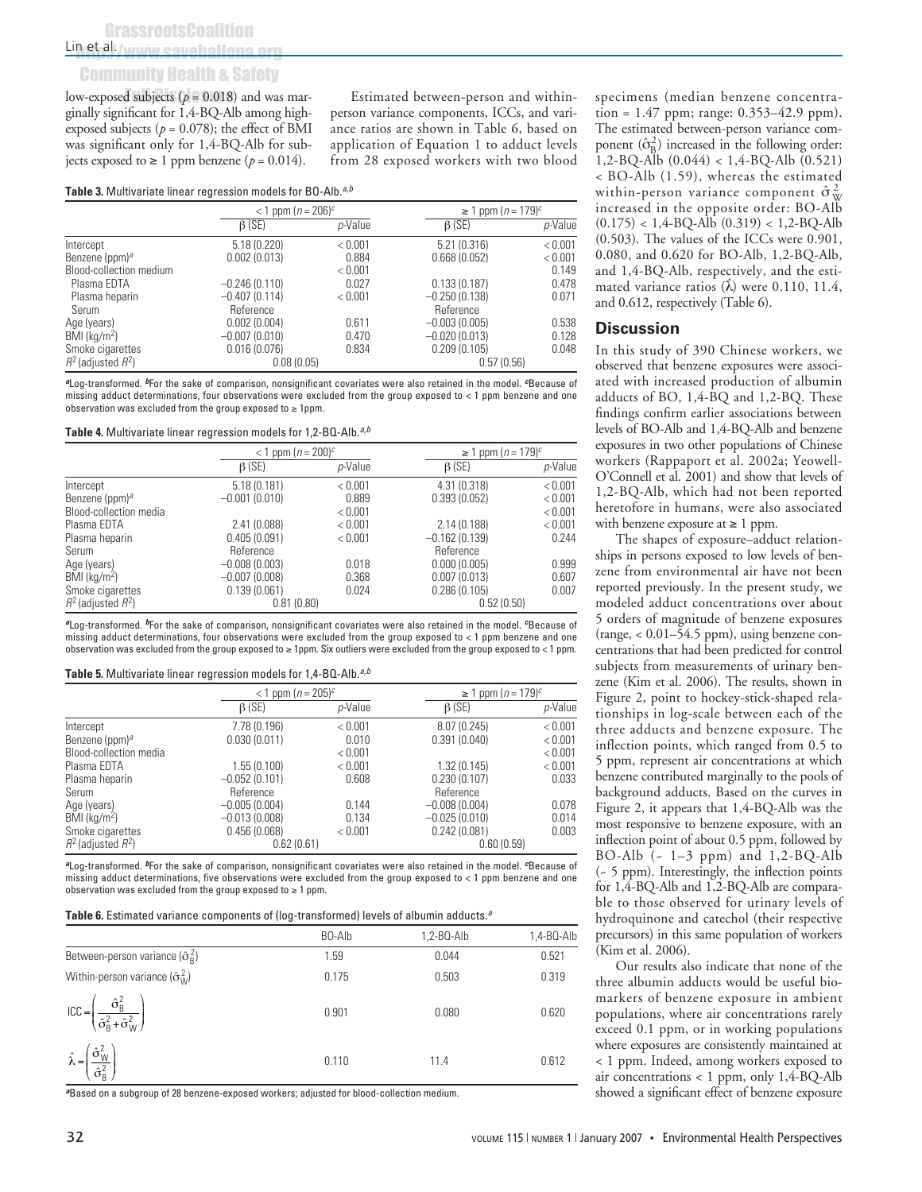low-exposed subjects ($p = 0.018$) and was marginally significant for 1,4-BQ-Alb among high-exposed subjects ($p = 0.078$); the effect of BMI was significant only for 1,4-BQ-Alb for subjects exposed to ≥ 1 ppm benzene ($p = 0.014$).

Estimated between-person and within-person variance components, ICCs, and variance ratios are shown in Table 6, based on application of Equation 1 to adduct levels from 28 exposed workers with two blood specimens (median benzene concentration = 1.47 ppm; range: 0.353–42.9 ppm). The estimated between-person variance component ($\hat{\sigma}_B^2$) increased in the following order: 1,2-BQ-Alb (0.044) < 1,4-BQ-Alb (0.521) < BO-Alb (1.59), whereas the estimated within-person variance component $\hat{\sigma}_W^2$ increased in the opposite order: BO-Alb (0.175) < 1,4-BQ-Alb (0.319) < 1,2-BQ-Alb (0.503). The values of the ICCs were 0.901, 0.080, and 0.620 for BO-Alb, 1,2-BQ-Alb, and 1,4-BQ-Alb, respectively, and the estimated variance ratios ($\hat{\lambda}$) were 0.110, 11.4, and 0.612, respectively (Table 6).

**Table 3.** Multivariate linear regression models for BO-Alb.[a,b]

| | < 1 ppm ($n$ = 206)[c] | | ≥ 1 ppm ($n$ = 179)[c] | |
|---|---|---|---|---|
| | β (SE) | $p$-Value | β (SE) | $p$-Value |
| Intercept | 5.18 (0.220) | < 0.001 | 5.21 (0.316) | < 0.001 |
| Benzene (ppm)[a] | 0.002 (0.013) | 0.884 | 0.668 (0.052) | < 0.001 |
| Blood-collection medium | | < 0.001 | | 0.149 |
| Plasma EDTA | −0.246 (0.110) | 0.027 | 0.133 (0.187) | 0.478 |
| Plasma heparin | −0.407 (0.114) | < 0.001 | −0.250 (0.138) | 0.071 |
| Serum | Reference | | Reference | |
| Age (years) | 0.002 (0.004) | 0.611 | −0.003 (0.005) | 0.538 |
| BMI (kg/m$^2$) | −0.007 (0.010) | 0.470 | −0.020 (0.013) | 0.128 |
| Smoke cigarettes | 0.016 (0.076) | 0.834 | 0.209 (0.105) | 0.048 |
| $R^2$ (adjusted $R^2$) | 0.08 (0.05) | | 0.57 (0.56) | |

[a]Log-transformed. [b]For the sake of comparison, nonsignificant covariates were also retained in the model. [c]Because of missing adduct determinations, four observations were excluded from the group exposed to < 1 ppm benzene and one observation was excluded from the group exposed to ≥ 1ppm.

**Table 4.** Multivariate linear regression models for 1,2-BQ-Alb.[a,b]

| | < 1 ppm ($n$ = 200)[c] | | ≥ 1 ppm ($n$ = 179)[c] | |
|---|---|---|---|---|
| | β (SE) | $p$-Value | β (SE) | $p$-Value |
| Intercept | 5.18 (0.181) | < 0.001 | 4.31 (0.318) | < 0.001 |
| Benzene (ppm)[a] | −0.001 (0.010) | 0.889 | 0.393 (0.052) | < 0.001 |
| Blood-collection media | | < 0.001 | | < 0.001 |
| Plasma EDTA | 2.41 (0.088) | < 0.001 | 2.14 (0.188) | < 0.001 |
| Plasma heparin | 0.405 (0.091) | < 0.001 | −0.162 (0.139) | 0.244 |
| Serum | Reference | | Reference | |
| Age (years) | −0.008 (0.003) | 0.018 | 0.000 (0.005) | 0.999 |
| BMI (kg/m$^2$) | −0.007 (0.008) | 0.368 | 0.007 (0.013) | 0.607 |
| Smoke cigarettes | 0.139 (0.061) | 0.024 | 0.286 (0.105) | 0.007 |
| $R^2$ (adjusted $R^2$) | 0.81 (0.80) | | 0.52 (0.50) | |

[a]Log-transformed. [b]For the sake of comparison, nonsignificant covariates were also retained in the model. [c]Because of missing adduct determinations, four observations were excluded from the group exposed to < 1 ppm benzene and one observation was excluded from the group exposed to ≥ 1ppm. Six outliers were excluded from the group exposed to < 1 ppm.

**Table 5.** Multivariate linear regression models for 1,4-BQ-Alb.[a,b]

| | < 1 ppm ($n$ = 205)[c] | | ≥ 1 ppm ($n$ = 179)[c] | |
|---|---|---|---|---|
| | β (SE) | $p$-Value | β (SE) | $p$-Value |
| Intercept | 7.78 (0.196) | < 0.001 | 8.07 (0.245) | < 0.001 |
| Benzene (ppm)[a] | 0.030 (0.011) | 0.010 | 0.391 (0.040) | < 0.001 |
| Blood-collection media | | < 0.001 | | < 0.001 |
| Plasma EDTA | 1.55 (0.100) | < 0.001 | 1.32 (0.145) | < 0.001 |
| Plasma heparin | −0.052 (0.101) | 0.608 | 0.230 (0.107) | 0.033 |
| Serum | Reference | | Reference | |
| Age (years) | −0.005 (0.004) | 0.144 | −0.008 (0.004) | 0.078 |
| BMI (kg/m$^2$) | −0.013 (0.008) | 0.134 | −0.025 (0.010) | 0.014 |
| Smoke cigarettes | 0.456 (0.068) | < 0.001 | 0.242 (0.081) | 0.003 |
| $R^2$ (adjusted $R^2$) | 0.62 (0.61) | | 0.60 (0.59) | |

[a]Log-transformed. [b]For the sake of comparison, nonsignificant covariates were also retained in the model. [c]Because of missing adduct determinations, five observations were excluded from the group exposed to < 1 ppm benzene and one observation was excluded from the group exposed to ≥ 1 ppm.

**Table 6.** Estimated variance components of (log-transformed) levels of albumin adducts.[a]

| | BO-Alb | 1,2-BQ-Alb | 1,4-BQ-Alb |
|---|---|---|---|
| Between-person variance ($\hat{\sigma}_B^2$) | 1.59 | 0.044 | 0.521 |
| Within-person variance ($\hat{\sigma}_W^2$) | 0.175 | 0.503 | 0.319 |
| $\mathrm{ICC} = \left(\frac{\hat{\sigma}_B^2}{\hat{\sigma}_B^2 + \hat{\sigma}_W^2}\right)$ | 0.901 | 0.080 | 0.620 |
| $\hat{\lambda} = \left(\frac{\hat{\sigma}_W^2}{\hat{\sigma}_B^2}\right)$ | 0.110 | 11.4 | 0.612 |

[a]Based on a subgroup of 28 benzene-exposed workers; adjusted for blood-collection medium.

## Discussion

In this study of 390 Chinese workers, we observed that benzene exposures were associated with increased production of albumin adducts of BO, 1,4-BQ and 1,2-BQ. These findings confirm earlier associations between levels of BO-Alb and 1,4-BQ-Alb and benzene exposures in two other populations of Chinese workers (Rappaport et al. 2002a; Yeowell-O'Connell et al. 2001) and show that levels of 1,2-BQ-Alb, which had not been reported heretofore in humans, were also associated with benzene exposure at ≥ 1 ppm.

The shapes of exposure–adduct relationships in persons exposed to low levels of benzene from environmental air have not been reported previously. In the present study, we modeled adduct concentrations over about 5 orders of magnitude of benzene exposures (range, < 0.01–54.5 ppm), using benzene concentrations that had been predicted for control subjects from measurements of urinary benzene (Kim et al. 2006). The results, shown in Figure 2, point to hockey-stick-shaped relationships in log-scale between each of the three adducts and benzene exposure. The inflection points, which ranged from 0.5 to 5 ppm, represent air concentrations at which benzene contributed marginally to the pools of background adducts. Based on the curves in Figure 2, it appears that 1,4-BQ-Alb was the most responsive to benzene exposure, with an inflection point of about 0.5 ppm, followed by BO-Alb (~ 1–3 ppm) and 1,2-BQ-Alb (~ 5 ppm). Interestingly, the inflection points for 1,4-BQ-Alb and 1,2-BQ-Alb are comparable to those observed for urinary levels of hydroquinone and catechol (their respective precursors) in this same population of workers (Kim et al. 2006).

Our results also indicate that none of the three albumin adducts would be useful biomarkers of benzene exposure in ambient populations, where air concentrations rarely exceed 0.1 ppm, or in working populations where exposures are consistently maintained at < 1 ppm. Indeed, among workers exposed to air concentrations < 1 ppm, only 1,4-BQ-Alb showed a significant effect of benzene exposure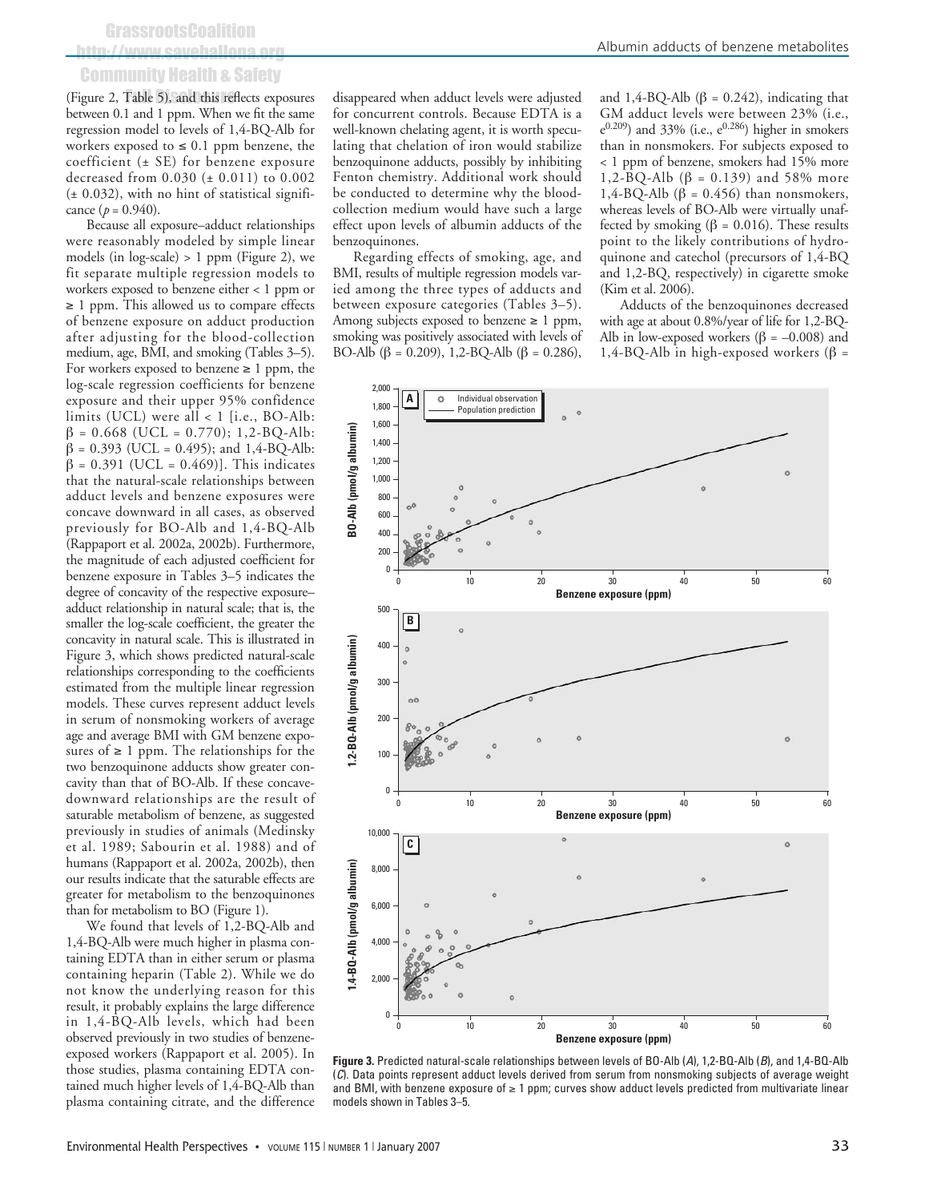(Figure 2, Table 5), and this reflects exposures between 0.1 and 1 ppm. When we fit the same regression model to levels of 1,4-BQ-Alb for workers exposed to ≤ 0.1 ppm benzene, the coefficient (± SE) for benzene exposure decreased from 0.030 (± 0.011) to 0.002 (± 0.032), with no hint of statistical significance ($p = 0.940$).

Because all exposure–adduct relationships were reasonably modeled by simple linear models (in log-scale) > 1 ppm (Figure 2), we fit separate multiple regression models to workers exposed to benzene either < 1 ppm or ≥ 1 ppm. This allowed us to compare effects of benzene exposure on adduct production after adjusting for the blood-collection medium, age, BMI, and smoking (Tables 3–5). For workers exposed to benzene ≥ 1 ppm, the log-scale regression coefficients for benzene exposure and their upper 95% confidence limits (UCL) were all < 1 [i.e., BO-Alb: $\beta = 0.668$ (UCL = 0.770); 1,2-BQ-Alb: $\beta = 0.393$ (UCL = 0.495); and 1,4-BQ-Alb: $\beta = 0.391$ (UCL = 0.469)]. This indicates that the natural-scale relationships between adduct levels and benzene exposures were concave downward in all cases, as observed previously for BO-Alb and 1,4-BQ-Alb (Rappaport et al. 2002a, 2002b). Furthermore, the magnitude of each adjusted coefficient for benzene exposure in Tables 3–5 indicates the degree of concavity of the respective exposure–adduct relationship in natural scale; that is, the smaller the log-scale coefficient, the greater the concavity in natural scale. This is illustrated in Figure 3, which shows predicted natural-scale relationships corresponding to the coefficients estimated from the multiple linear regression models. These curves represent adduct levels in serum of nonsmoking workers of average age and average BMI with GM benzene exposures of ≥ 1 ppm. The relationships for the two benzoquinone adducts show greater concavity than that of BO-Alb. If these concave-downward relationships are the result of saturable metabolism of benzene, as suggested previously in studies of animals (Medinsky et al. 1989; Sabourin et al. 1988) and of humans (Rappaport et al. 2002a, 2002b), then our results indicate that the saturable effects are greater for metabolism to the benzoquinones than for metabolism to BO (Figure 1).

We found that levels of 1,2-BQ-Alb and 1,4-BQ-Alb were much higher in plasma containing EDTA than in either serum or plasma containing heparin (Table 2). While we do not know the underlying reason for this result, it probably explains the large difference in 1,4-BQ-Alb levels, which had been observed previously in two studies of benzene-exposed workers (Rappaport et al. 2005). In those studies, plasma containing EDTA contained much higher levels of 1,4-BQ-Alb than plasma containing citrate, and the difference disappeared when adduct levels were adjusted for concurrent controls. Because EDTA is a well-known chelating agent, it is worth speculating that chelation of iron would stabilize benzoquinone adducts, possibly by inhibiting Fenton chemistry. Additional work should be conducted to determine why the blood-collection medium would have such a large effect upon levels of albumin adducts of the benzoquinones.

Regarding effects of smoking, age, and BMI, results of multiple regression models varied among the three types of adducts and between exposure categories (Tables 3–5). Among subjects exposed to benzene ≥ 1 ppm, smoking was positively associated with levels of BO-Alb ($\beta = 0.209$), 1,2-BQ-Alb ($\beta = 0.286$), and 1,4-BQ-Alb ($\beta = 0.242$), indicating that GM adduct levels were between 23% (i.e., $e^{0.209}$) and 33% (i.e., $e^{0.286}$) higher in smokers than in nonsmokers. For subjects exposed to < 1 ppm of benzene, smokers had 15% more 1,2-BQ-Alb ($\beta = 0.139$) and 58% more 1,4-BQ-Alb ($\beta = 0.456$) than nonsmokers, whereas levels of BO-Alb were virtually unaffected by smoking ($\beta = 0.016$). These results point to the likely contributions of hydroquinone and catechol (precursors of 1,4-BQ and 1,2-BQ, respectively) in cigarette smoke (Kim et al. 2006).

Adducts of the benzoquinones decreased with age at about 0.8%/year of life for 1,2-BQ-Alb in low-exposed workers ($\beta = -0.008$) and 1,4-BQ-Alb in high-exposed workers ($\beta =$

**Figure 3.** Predicted natural-scale relationships between levels of BO-Alb (*A*), 1,2-BQ-Alb (*B*), and 1,4-BQ-Alb (*C*). Data points represent adduct levels derived from serum from nonsmoking subjects of average weight and BMI, with benzene exposure of ≥ 1 ppm; curves show adduct levels predicted from multivariate linear models shown in Tables 3–5.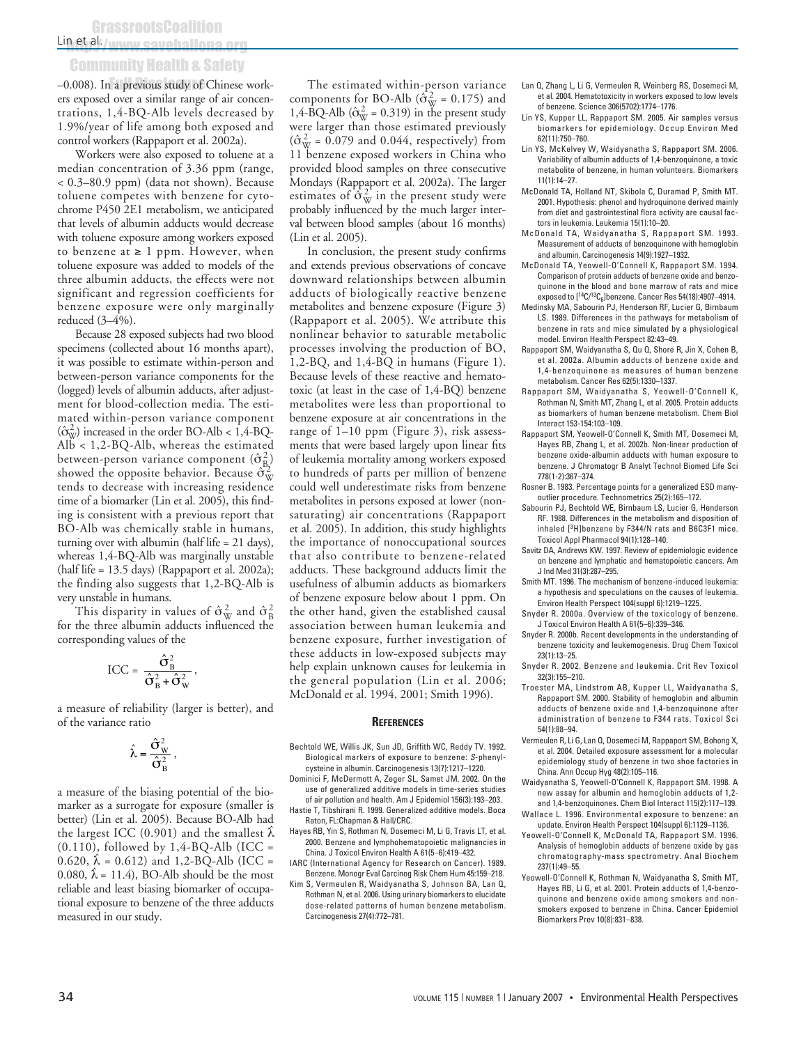–0.008). In a previous study of Chinese workers exposed over a similar range of air concentrations, 1,4-BQ-Alb levels decreased by 1.9%/year of life among both exposed and control workers (Rappaport et al. 2002a).

Workers were also exposed to toluene at a median concentration of 3.36 ppm (range, < 0.3–80.9 ppm) (data not shown). Because toluene competes with benzene for cytochrome P450 2E1 metabolism, we anticipated that levels of albumin adducts would decrease with toluene exposure among workers exposed to benzene at ≥ 1 ppm. However, when toluene exposure was added to models of the three albumin adducts, the effects were not significant and regression coefficients for benzene exposure were only marginally reduced (3–4%).

Because 28 exposed subjects had two blood specimens (collected about 16 months apart), it was possible to estimate within-person and between-person variance components for the (logged) levels of albumin adducts, after adjustment for blood-collection media. The estimated within-person variance component ($\hat{\sigma}_W^2$) increased in the order BO-Alb < 1,4-BQ-Alb < 1,2-BQ-Alb, whereas the estimated between-person variance component ($\hat{\sigma}_B^2$) showed the opposite behavior. Because $\hat{\sigma}_W^2$ tends to decrease with increasing residence time of a biomarker (Lin et al. 2005), this finding is consistent with a previous report that BO-Alb was chemically stable in humans, turning over with albumin (half life = 21 days), whereas 1,4-BQ-Alb was marginally unstable (half life = 13.5 days) (Rappaport et al. 2002a); the finding also suggests that 1,2-BQ-Alb is very unstable in humans.

This disparity in values of $\hat{\sigma}_W^2$ and $\hat{\sigma}_B^2$ for the three albumin adducts influenced the corresponding values of the

$$\text{ICC} = \frac{\hat{\sigma}_B^2}{\hat{\sigma}_B^2 + \hat{\sigma}_W^2},$$

a measure of reliability (larger is better), and of the variance ratio

$$\hat{\lambda} = \frac{\hat{\sigma}_W^2}{\hat{\sigma}_B^2},$$

a measure of the biasing potential of the biomarker as a surrogate for exposure (smaller is better) (Lin et al. 2005). Because BO-Alb had the largest ICC (0.901) and the smallest $\hat{\lambda}$ (0.110), followed by 1,4-BQ-Alb (ICC = 0.620, $\hat{\lambda}$ = 0.612) and 1,2-BQ-Alb (ICC = 0.080, $\hat{\lambda}$ = 11.4), BO-Alb should be the most reliable and least biasing biomarker of occupational exposure to benzene of the three adducts measured in our study.

The estimated within-person variance components for BO-Alb ($\hat{\sigma}_W^2$ = 0.175) and 1,4-BQ-Alb ($\hat{\sigma}_W^2$ = 0.319) in the present study were larger than those estimated previously ($\hat{\sigma}_W^2$ = 0.079 and 0.044, respectively) from 11 benzene exposed workers in China who provided blood samples on three consecutive Mondays (Rappaport et al. 2002a). The larger estimates of $\hat{\sigma}_W^2$ in the present study were probably influenced by the much larger interval between blood samples (about 16 months) (Lin et al. 2005).

In conclusion, the present study confirms and extends previous observations of concave downward relationships between albumin adducts of biologically reactive benzene metabolites and benzene exposure (Figure 3) (Rappaport et al. 2005). We attribute this nonlinear behavior to saturable metabolic processes involving the production of BO, 1,2-BQ, and 1,4-BQ in humans (Figure 1). Because levels of these reactive and hematotoxic (at least in the case of 1,4-BQ) benzene metabolites were less than proportional to benzene exposure at air concentrations in the range of 1–10 ppm (Figure 3), risk assessments that were based largely upon linear fits of leukemia mortality among workers exposed to hundreds of parts per million of benzene could well underestimate risks from benzene metabolites in persons exposed at lower (nonsaturating) air concentrations (Rappaport et al. 2005). In addition, this study highlights the importance of nonoccupational sources that also contribute to benzene-related adducts. These background adducts limit the usefulness of albumin adducts as biomarkers of benzene exposure below about 1 ppm. On the other hand, given the established causal association between human leukemia and benzene exposure, further investigation of these adducts in low-exposed subjects may help explain unknown causes for leukemia in the general population (Lin et al. 2006; McDonald et al. 1994, 2001; Smith 1996).

## References

Bechtold WE, Willis JK, Sun JD, Griffith WC, Reddy TV. 1992. Biological markers of exposure to benzene: *S*-phenylcysteine in albumin. Carcinogenesis 13(7):1217–1220.

Dominici F, McDermott A, Zeger SL, Samet JM. 2002. On the use of generalized additive models in time-series studies of air pollution and health. Am J Epidemiol 156(3):193–203.

Hastie T, Tibshirani R. 1999. Generalized additive models. Boca Raton, FL:Chapman & Hall/CRC.

Hayes RB, Yin S, Rothman N, Dosemeci M, Li G, Travis LT, et al. 2000. Benzene and lymphohematopoietic malignancies in China. J Toxicol Environ Health A 61(5–6):419–432.

IARC (International Agency for Research on Cancer). 1989. Benzene. Monogr Eval Carcinog Risk Chem Hum 45:159–218.

Kim S, Vermeulen R, Waidyanatha S, Johnson BA, Lan Q, Rothman N, et al. 2006. Using urinary biomarkers to elucidate dose-related patterns of human benzene metabolism. Carcinogenesis 27(4):772–781.

Lan Q, Zhang L, Li G, Vermeulen R, Weinberg RS, Dosemeci M, et al. 2004. Hematotoxicity in workers exposed to low levels of benzene. Science 306(5702):1774–1776.

Lin YS, Kupper LL, Rappaport SM. 2005. Air samples versus biomarkers for epidemiology. Occup Environ Med 62(11):750–760.

Lin YS, McKelvey W, Waidyanatha S, Rappaport SM. 2006. Variability of albumin adducts of 1,4-benzoquinone, a toxic metabolite of benzene, in human volunteers. Biomarkers 11(1):14–27.

McDonald TA, Holland NT, Skibola C, Duramad P, Smith MT. 2001. Hypothesis: phenol and hydroquinone derived mainly from diet and gastrointestinal flora activity are causal factors in leukemia. Leukemia 15(1):10–20.

McDonald TA, Waidyanatha S, Rappaport SM. 1993. Measurement of adducts of benzoquinone with hemoglobin and albumin. Carcinogenesis 14(9):1927–1932.

McDonald TA, Yeowell-O'Connell K, Rappaport SM. 1994. Comparison of protein adducts of benzene oxide and benzoquinone in the blood and bone marrow of rats and mice exposed to [$^{14}C/^{13}C_6$]benzene. Cancer Res 54(18):4907–4914.

Medinsky MA, Sabourin PJ, Henderson RF, Lucier G, Birnbaum LS. 1989. Differences in the pathways for metabolism of benzene in rats and mice simulated by a physiological model. Environ Health Perspect 82:43–49.

Rappaport SM, Waidyanatha S, Qu Q, Shore R, Jin X, Cohen B, et al. 2002a. Albumin adducts of benzene oxide and 1,4-benzoquinone as measures of human benzene metabolism. Cancer Res 62(5):1330–1337.

Rappaport SM, Waidyanatha S, Yeowell-O'Connell K, Rothman N, Smith MT, Zhang L, et al. 2005. Protein adducts as biomarkers of human benzene metabolism. Chem Biol Interact 153-154:103–109.

Rappaport SM, Yeowell-O'Connell K, Smith MT, Dosemeci M, Hayes RB, Zhang L, et al. 2002b. Non-linear production of benzene oxide-albumin adducts with human exposure to benzene. J Chromatogr B Analyt Technol Biomed Life Sci 778(1–2):367–374.

Rosner B. 1983. Percentage points for a generalized ESD many-outlier procedure. Technometrics 25(2):165–172.

Sabourin PJ, Bechtold WE, Birnbaum LS, Lucier G, Henderson RF. 1988. Differences in the metabolism and disposition of inhaled [$^3$H]benzene by F344/N rats and B6C3F1 mice. Toxicol Appl Pharmacol 94(1):128–140.

Savitz DA, Andrews KW. 1997. Review of epidemiologic evidence on benzene and lymphatic and hematopoietic cancers. Am J Ind Med 31(3):287–295.

Smith MT. 1996. The mechanism of benzene-induced leukemia: a hypothesis and speculations on the causes of leukemia. Environ Health Perspect 104(suppl 6):1219–1225.

Snyder R. 2000a. Overview of the toxicology of benzene. J Toxicol Environ Health A 61(5–6):339–346.

Snyder R. 2000b. Recent developments in the understanding of benzene toxicity and leukemogenesis. Drug Chem Toxicol 23(1):13–25.

Snyder R. 2002. Benzene and leukemia. Crit Rev Toxicol 32(3):155–210.

Troester MA, Lindstrom AB, Kupper LL, Waidyanatha S, Rappaport SM. 2000. Stability of hemoglobin and albumin adducts of benzene oxide and 1,4-benzoquinone after administration of benzene to F344 rats. Toxicol Sci 54(1):88–94.

Vermeulen R, Li G, Lan Q, Dosemeci M, Rappaport SM, Bohong X, et al. 2004. Detailed exposure assessment for a molecular epidemiology study of benzene in two shoe factories in China. Ann Occup Hyg 48(2):105–116.

Waidyanatha S, Yeowell-O'Connell K, Rappaport SM. 1998. A new assay for albumin and hemoglobin adducts of 1,2- and 1,4-benzoquinones. Chem Biol Interact 115(2):117–139.

Wallace L. 1996. Environmental exposure to benzene: an update. Environ Health Perspect 104(suppl 6):1129–1136.

Yeowell-O'Connell K, McDonald TA, Rappaport SM. 1996. Analysis of hemoglobin adducts of benzene oxide by gas chromatography-mass spectrometry. Anal Biochem 237(1):49–55.

Yeowell-O'Connell K, Rothman N, Waidyanatha S, Smith MT, Hayes RB, Li G, et al. 2001. Protein adducts of 1,4-benzoquinone and benzene oxide among smokers and nonsmokers exposed to benzene in China. Cancer Epidemiol Biomarkers Prev 10(8):831–838.